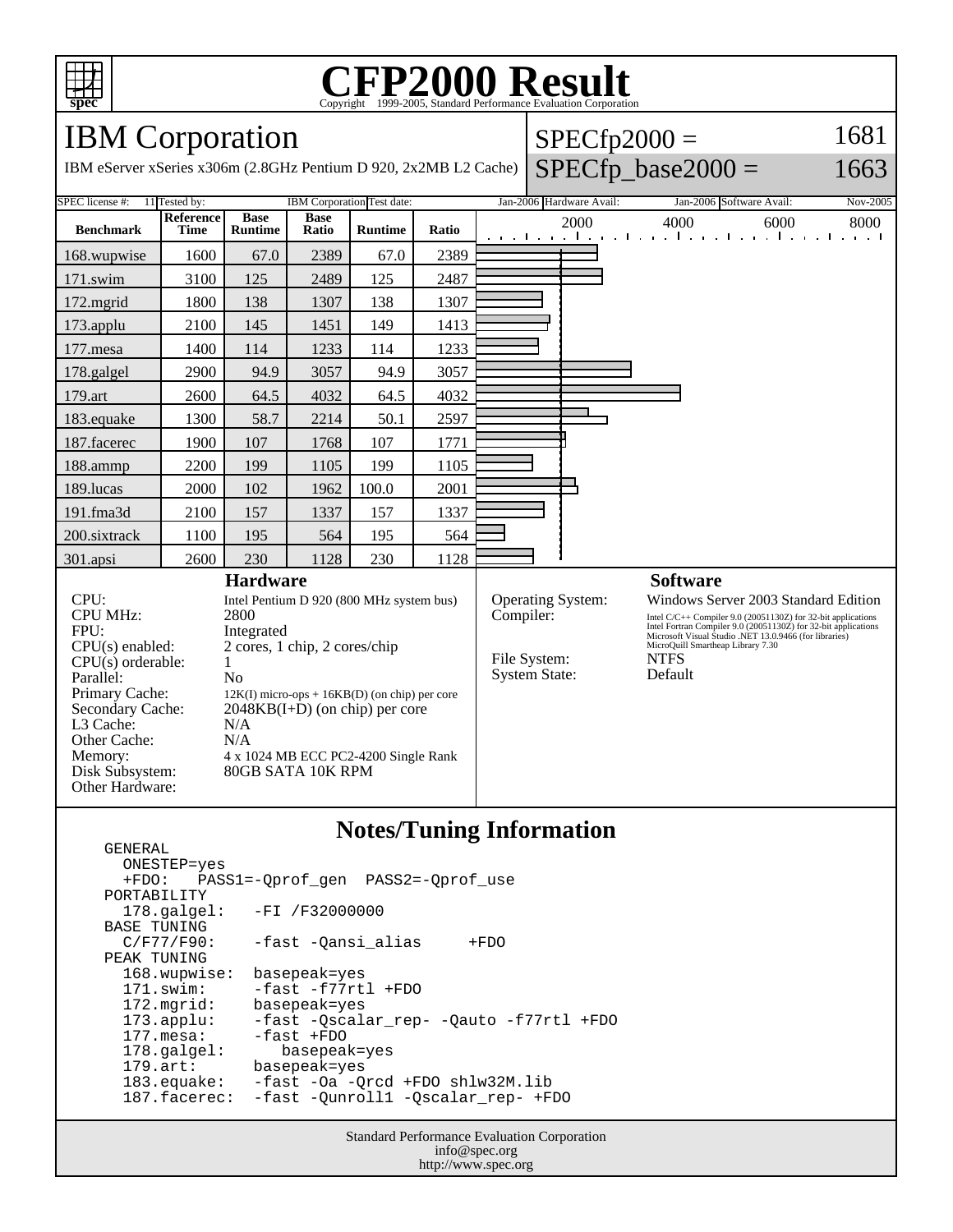# CFP2000 Result

Copyright 1999-2005, Standard Performance Evaluation Corporation

## IBM Corporation

IBM eServer xSeries x306m (2.8GHz Pentium D 920, 2x2MB L2 Cache)

SPECfp2000 = 1681

SPECfp_base2000 = 1663

| SPEC license #: | 11 | Tested by: | IBM Corporation | Test date: | Jan-2006 | Hardware Avail: | Jan-2006 | Software Avail: | Nov-2005 |
|---|---|---|---|---|---|---|---|---|---|

| Benchmark | Reference Time | Base Runtime | Base Ratio | Runtime | Ratio |
|---|---|---|---|---|---|
| 168.wupwise | 1600 | 67.0 | 2389 | 67.0 | 2389 |
| 171.swim | 3100 | 125 | 2489 | 125 | 2487 |
| 172.mgrid | 1800 | 138 | 1307 | 138 | 1307 |
| 173.applu | 2100 | 145 | 1451 | 149 | 1413 |
| 177.mesa | 1400 | 114 | 1233 | 114 | 1233 |
| 178.galgel | 2900 | 94.9 | 3057 | 94.9 | 3057 |
| 179.art | 2600 | 64.5 | 4032 | 64.5 | 4032 |
| 183.equake | 1300 | 58.7 | 2214 | 50.1 | 2597 |
| 187.facerec | 1900 | 107 | 1768 | 107 | 1771 |
| 188.ammp | 2200 | 199 | 1105 | 199 | 1105 |
| 189.lucas | 2000 | 102 | 1962 | 100.0 | 2001 |
| 191.fma3d | 2100 | 157 | 1337 | 157 | 1337 |
| 200.sixtrack | 1100 | 195 | 564 | 195 | 564 |
| 301.apsi | 2600 | 230 | 1128 | 230 | 1128 |

### Hardware

| | |
|---|---|
| CPU: | Intel Pentium D 920 (800 MHz system bus) |
| CPU MHz: | 2800 |
| FPU: | Integrated |
| CPU(s) enabled: | 2 cores, 1 chip, 2 cores/chip |
| CPU(s) orderable: | 1 |
| Parallel: | No |
| Primary Cache: | 12K(I) micro-ops + 16KB(D) (on chip) per core |
| Secondary Cache: | 2048KB(I+D) (on chip) per core |
| L3 Cache: | N/A |
| Other Cache: | N/A |
| Memory: | 4 x 1024 MB ECC PC2-4200 Single Rank |
| Disk Subsystem: | 80GB SATA 10K RPM |
| Other Hardware: | |

### Software

| | |
|---|---|
| Operating System: | Windows Server 2003 Standard Edition |
| Compiler: | Intel C/C++ Compiler 9.0 (20051130Z) for 32-bit applications<br>Intel Fortran Compiler 9.0 (20051130Z) for 32-bit applications<br>Microsoft Visual Studio .NET 13.0.9466 (for libraries)<br>MicroQuill Smartheap Library 7.30 |
| File System: | NTFS |
| System State: | Default |

## Notes/Tuning Information

```
GENERAL
  ONESTEP=yes
  +FDO:   PASS1=-Qprof_gen  PASS2=-Qprof_use
PORTABILITY
  178.galgel:    -FI /F32000000
BASE TUNING
  C/F77/F90:     -fast -Qansi_alias     +FDO
PEAK TUNING
  168.wupwise:  basepeak=yes
  171.swim:     -fast -f77rtl +FDO
  172.mgrid:    basepeak=yes
  173.applu:    -fast -Qscalar_rep- -Qauto -f77rtl +FDO
  177.mesa:     -fast +FDO
  178.galgel:      basepeak=yes
  179.art:      basepeak=yes
  183.equake:   -fast -Oa -Qrcd +FDO shlw32M.lib
  187.facerec:  -fast -Qunroll1 -Qscalar_rep- +FDO
```

Standard Performance Evaluation Corporation
info@spec.org
http://www.spec.org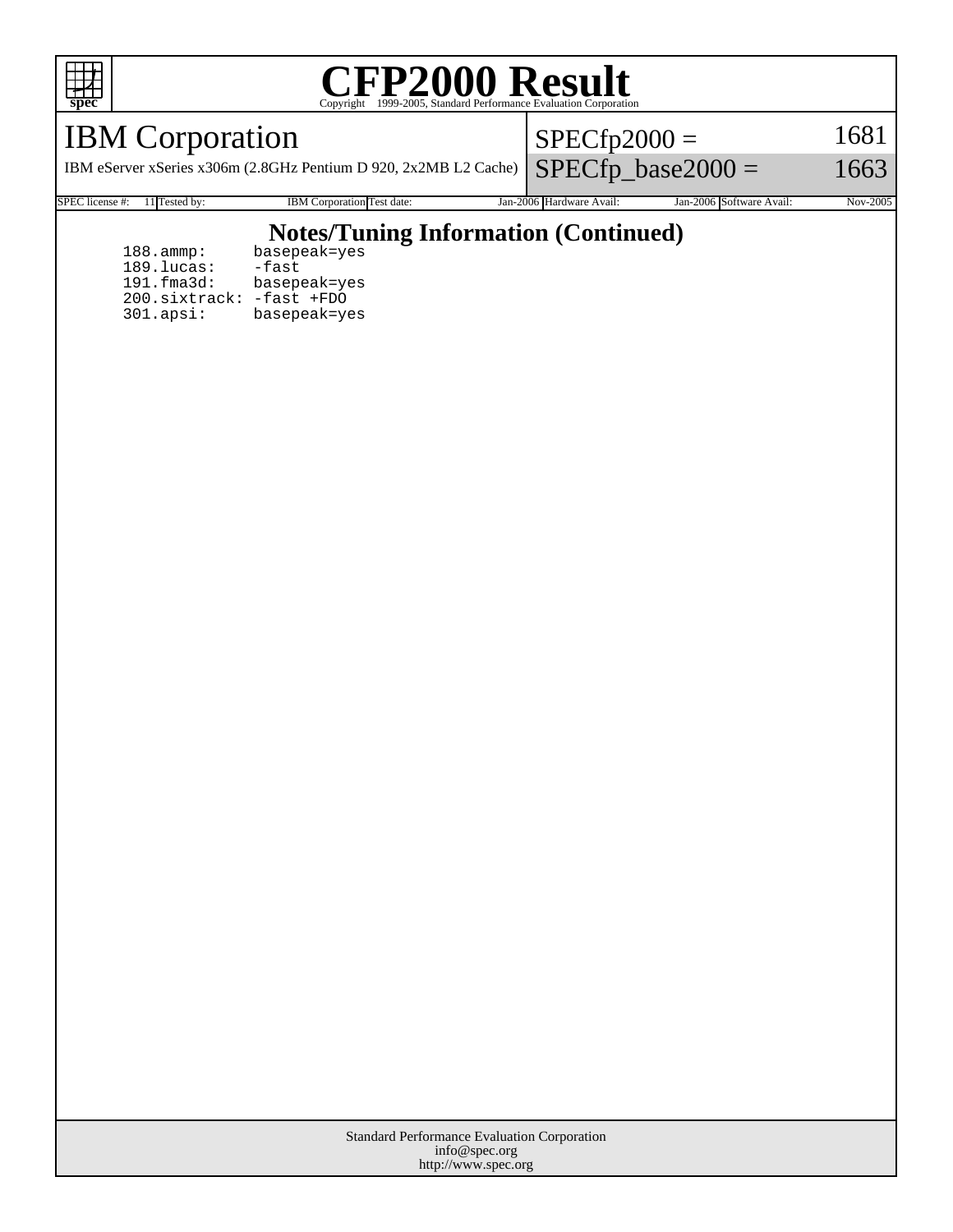# CFP2000 Result

Copyright 1999-2005, Standard Performance Evaluation Corporation

## IBM Corporation

IBM eServer xSeries x306m (2.8GHz Pentium D 920, 2x2MB L2 Cache)

SPECfp2000 = 1681

SPECfp_base2000 = 1663

| SPEC license #: | 11 | Tested by: | IBM Corporation | Test date: | Jan-2006 | Hardware Avail: | Jan-2006 | Software Avail: | Nov-2005 |
|---|---|---|---|---|---|---|---|---|---|

### Notes/Tuning Information (Continued)

```
188.ammp:     basepeak=yes
189.lucas:    -fast
191.fma3d:    basepeak=yes
200.sixtrack: -fast +FDO
301.apsi:     basepeak=yes
```